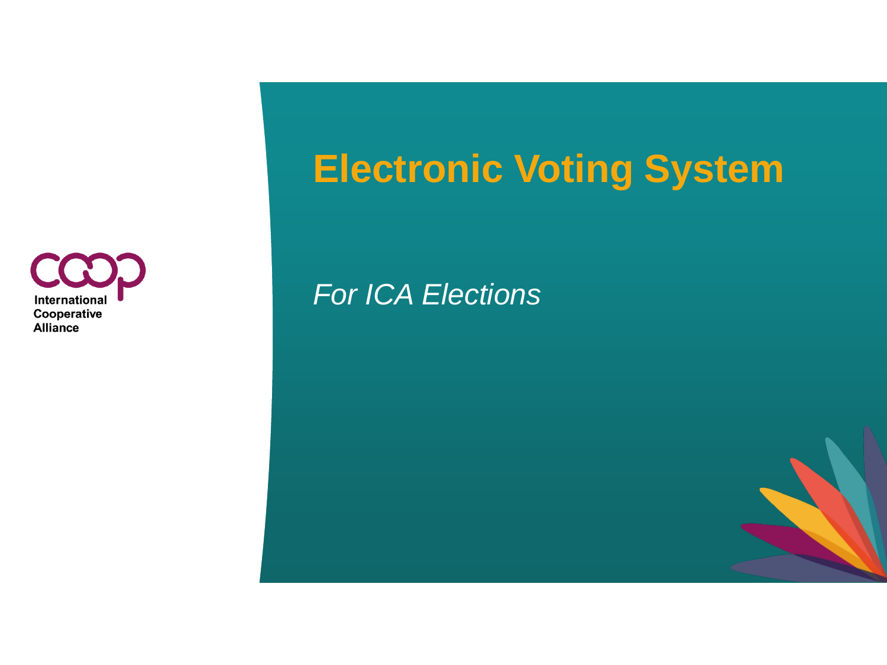International Cooperative Alliance

# Electronic Voting System

*For ICA Elections*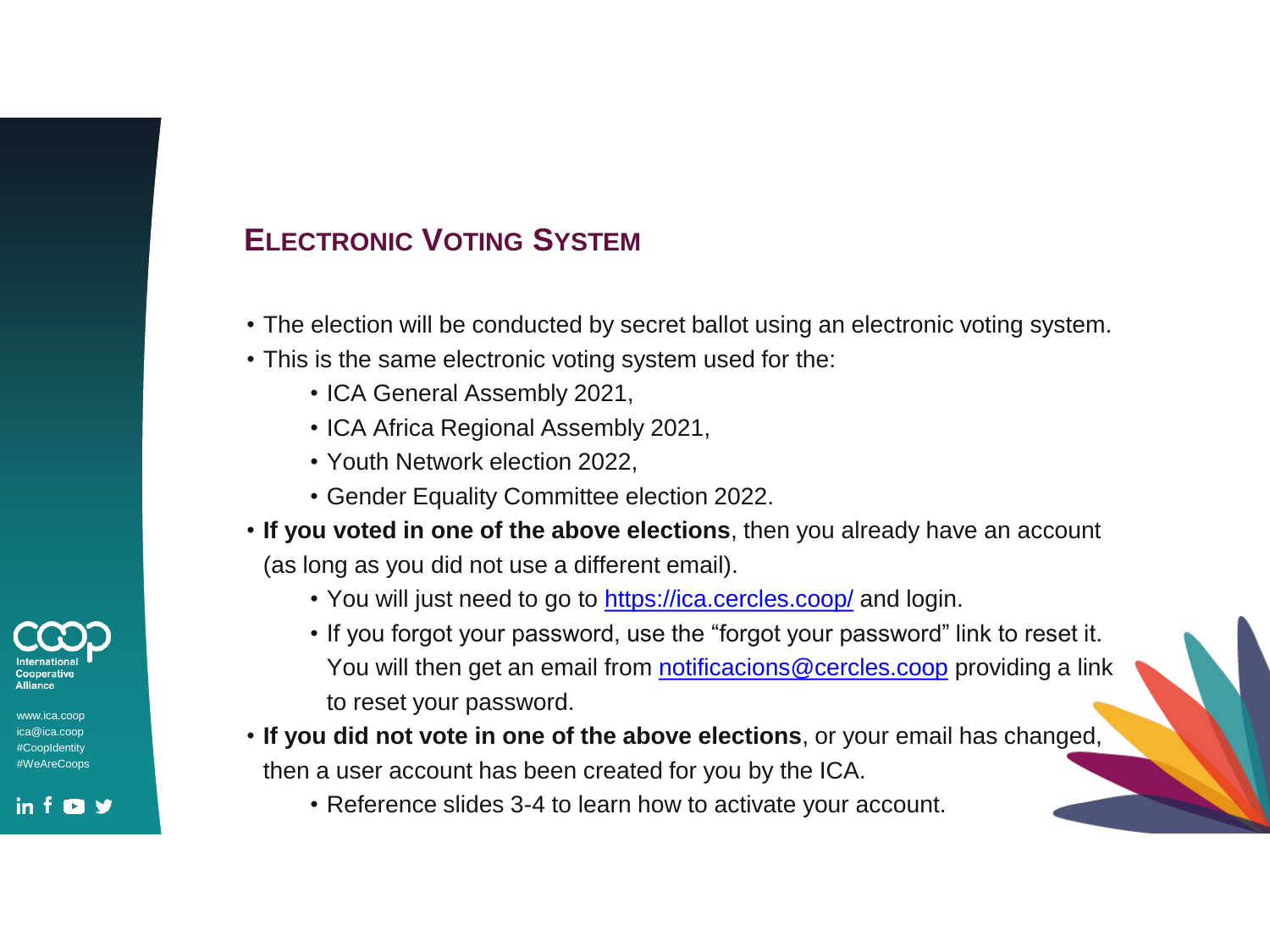## Electronic Voting System

- The election will be conducted by secret ballot using an electronic voting system.
- This is the same electronic voting system used for the:
  - ICA General Assembly 2021,
  - ICA Africa Regional Assembly 2021,
  - Youth Network election 2022,
  - Gender Equality Committee election 2022.
- **If you voted in one of the above elections**, then you already have an account (as long as you did not use a different email).
  - You will just need to go to https://ica.cercles.coop/ and login.
  - If you forgot your password, use the "forgot your password" link to reset it. You will then get an email from notificacions@cercles.coop providing a link to reset your password.
- **If you did not vote in one of the above elections**, or your email has changed, then a user account has been created for you by the ICA.
  - Reference slides 3-4 to learn how to activate your account.

International Cooperative Alliance

www.ica.coop
ica@ica.coop
#CoopIdentity
#WeAreCoops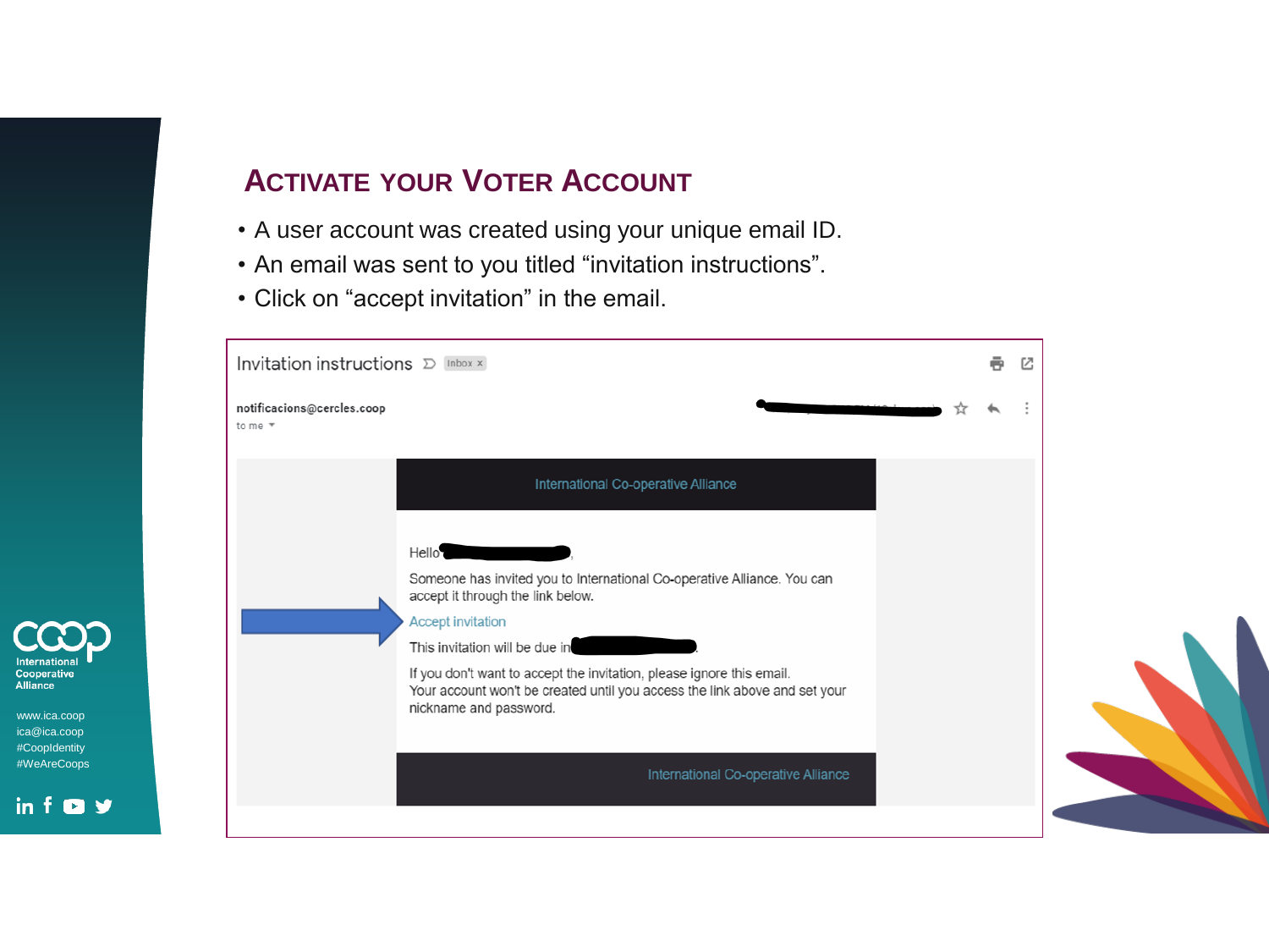## Activate your Voter Account

- A user account was created using your unique email ID.
- An email was sent to you titled "invitation instructions".
- Click on "accept invitation" in the email.

Invitation instructions  Inbox x

notificacions@cercles.coop
to me

International Co-operative Alliance

Hello ,

Someone has invited you to International Co-operative Alliance. You can accept it through the link below.

Accept invitation

This invitation will be due in .

If you don't want to accept the invitation, please ignore this email.
Your account won't be created until you access the link above and set your nickname and password.

International Co-operative Alliance

International Cooperative Alliance

www.ica.coop
ica@ica.coop
#CoopIdentity
#WeAreCoops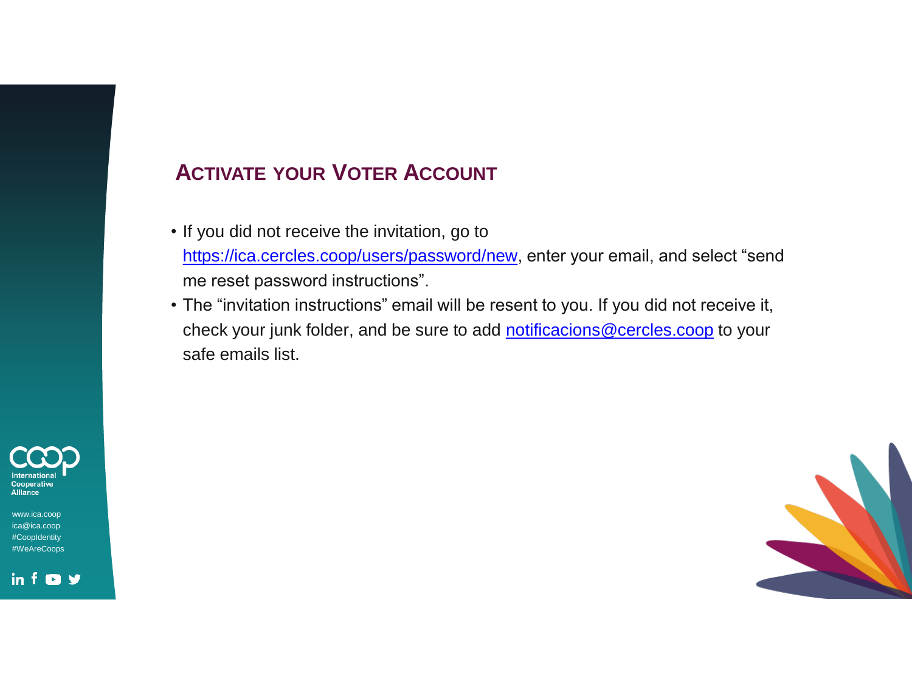## Activate your Voter Account

- If you did not receive the invitation, go to https://ica.cercles.coop/users/password/new, enter your email, and select "send me reset password instructions".
- The "invitation instructions" email will be resent to you. If you did not receive it, check your junk folder, and be sure to add notificacions@cercles.coop to your safe emails list.

International Cooperative Alliance

www.ica.coop
ica@ica.coop
#CoopIdentity
#WeAreCoops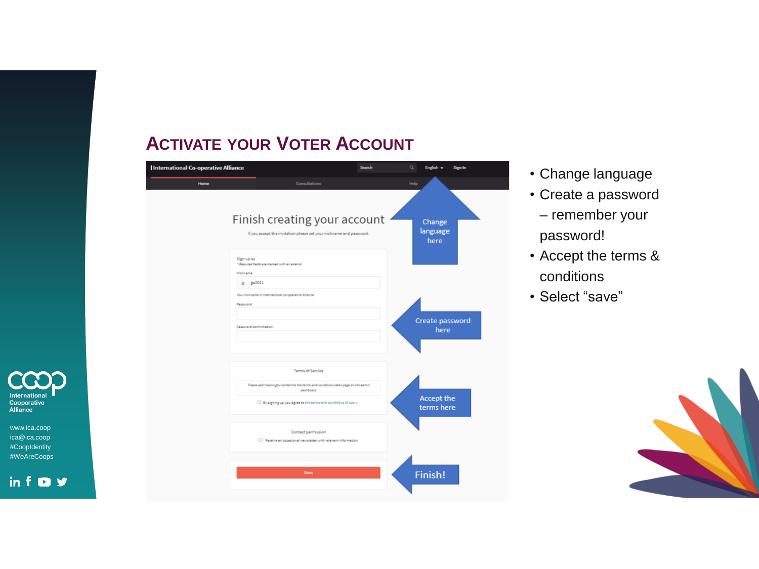# Activate your Voter Account

- Change language
- Create a password – remember your password!
- Accept the terms & conditions
- Select “save”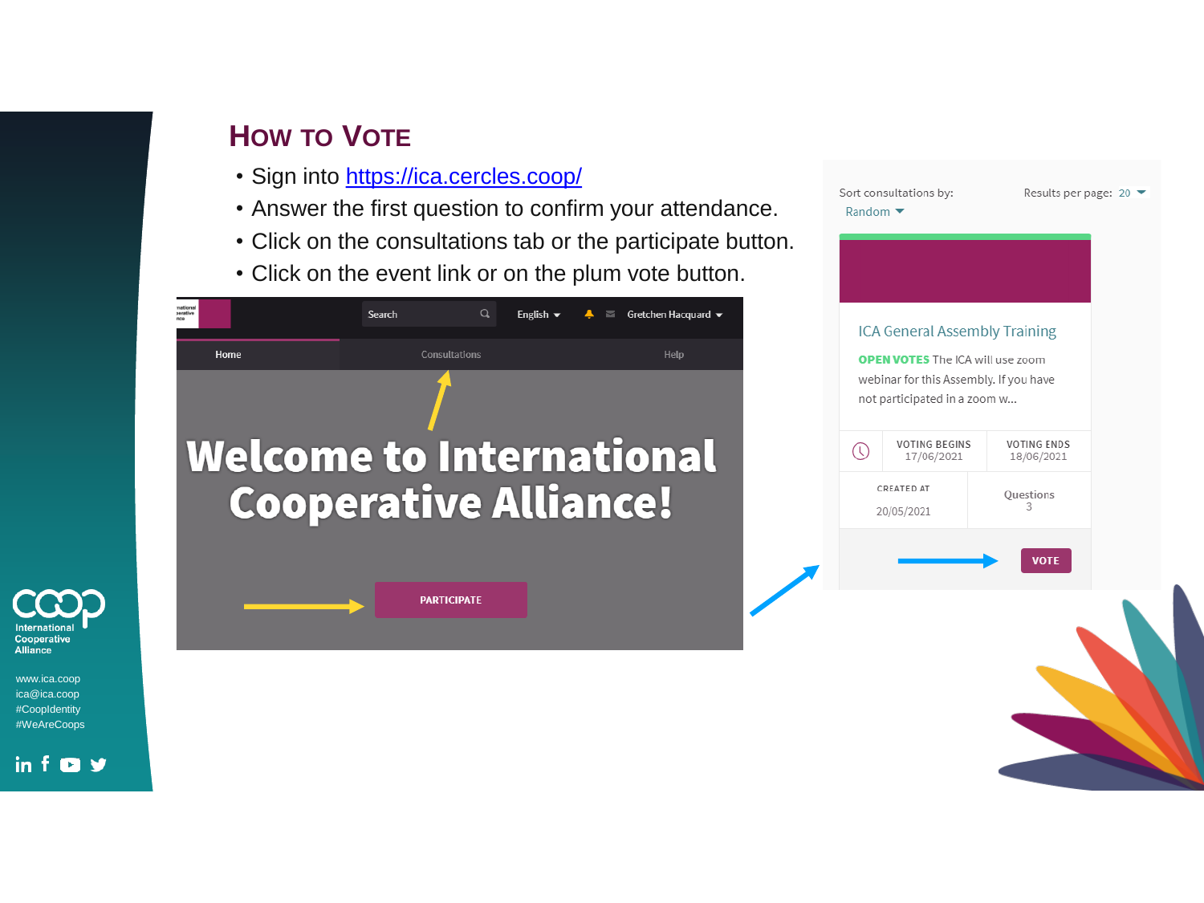# How to Vote

- Sign into https://ica.cercles.coop/
- Answer the first question to confirm your attendance.
- Click on the consultations tab or the participate button.
- Click on the event link or on the plum vote button.

Search | English | Gretchen Hacquard

Home | Consultations | Help

Welcome to International Cooperative Alliance!

PARTICIPATE

Sort consultations by: Random

Results per page: 20

ICA General Assembly Training

**OPEN VOTES** The ICA will use zoom webinar for this Assembly. If you have not participated in a zoom w...

VOTING BEGINS 17/06/2021

VOTING ENDS 18/06/2021

CREATED AT 20/05/2021

Questions 3

VOTE

International Cooperative Alliance

www.ica.coop
ica@ica.coop
#CoopIdentity
#WeAreCoops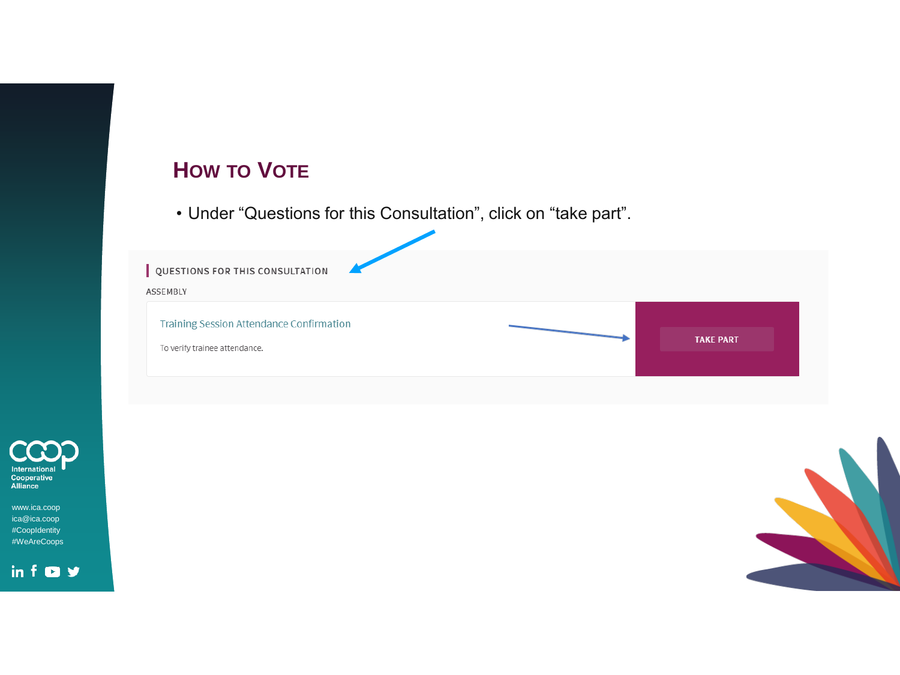# How to Vote

- Under “Questions for this Consultation”, click on “take part”.

QUESTIONS FOR THIS CONSULTATION

ASSEMBLY

Training Session Attendance Confirmation

To verify trainee attendance.

TAKE PART

International Cooperative Alliance

www.ica.coop
ica@ica.coop
#CoopIdentity
#WeAreCoops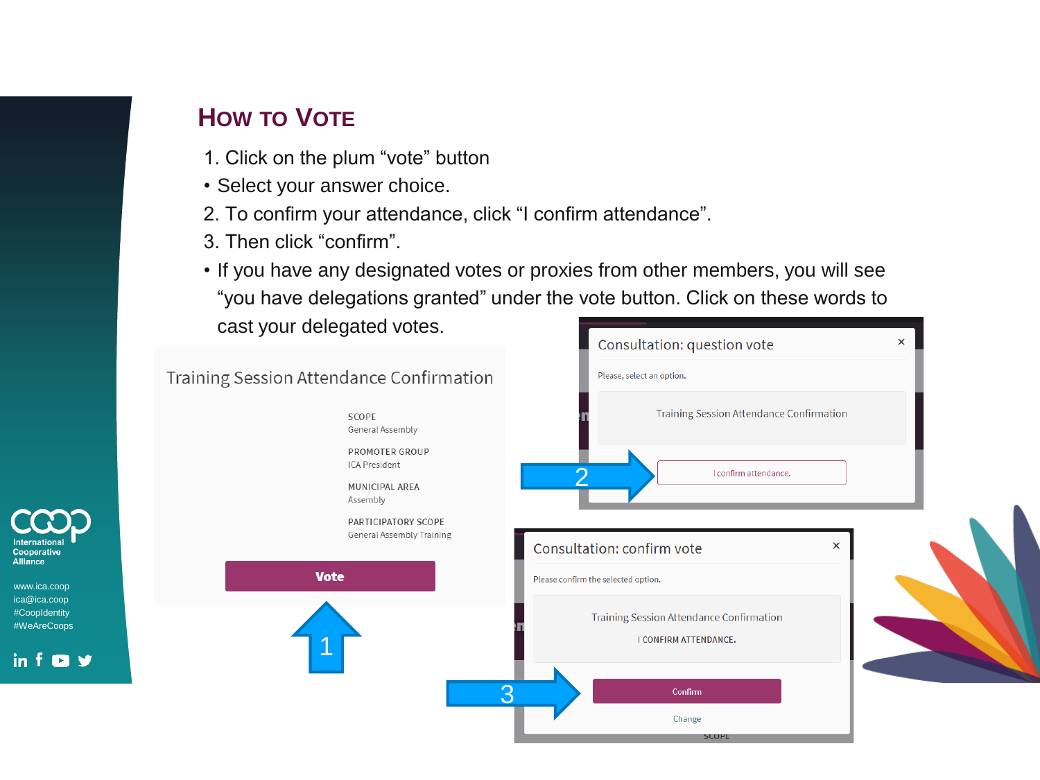# How to Vote

1. Click on the plum “vote” button
- Select your answer choice.
2. To confirm your attendance, click “I confirm attendance”.
3. Then click “confirm”.
- If you have any designated votes or proxies from other members, you will see “you have delegations granted” under the vote button. Click on these words to cast your delegated votes.

Training Session Attendance Confirmation

SCOPE
General Assembly

PROMOTER GROUP
ICA President

MUNICIPAL AREA
Assembly

PARTICIPATORY SCOPE
General Assembly Training

Vote

1

Consultation: question vote

Please, select an option.

Training Session Attendance Confirmation

2

I confirm attendance.

Consultation: confirm vote

Please confirm the selected option.

Training Session Attendance Confirmation

I CONFIRM ATTENDANCE.

3

Confirm

Change

International Cooperative Alliance

www.ica.coop
ica@ica.coop
#CoopIdentity
#WeAreCoops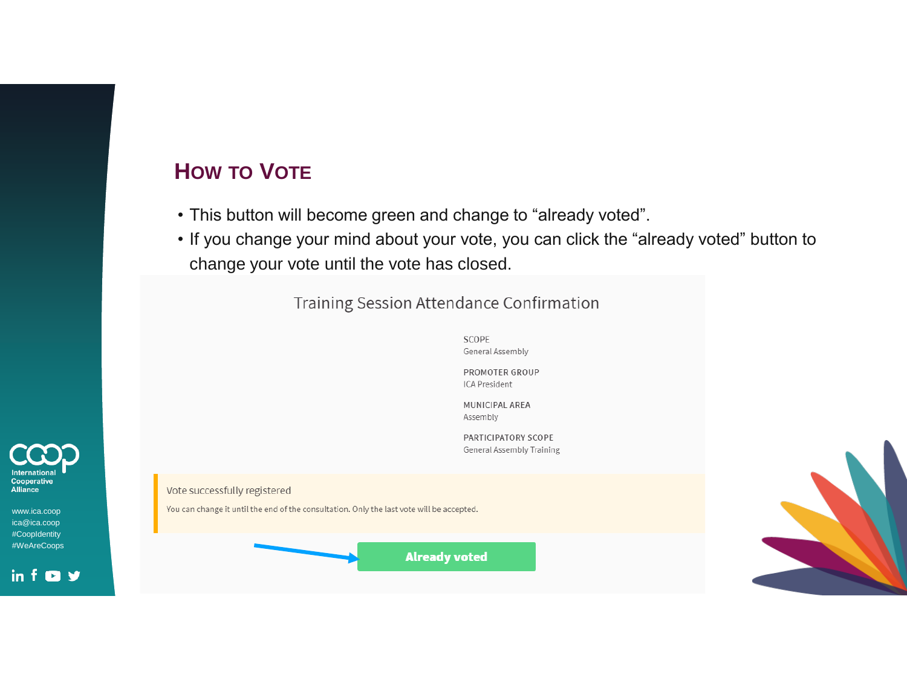## How to Vote

- This button will become green and change to “already voted”.
- If you change your mind about your vote, you can click the “already voted” button to change your vote until the vote has closed.

Training Session Attendance Confirmation

SCOPE
General Assembly

PROMOTER GROUP
ICA President

MUNICIPAL AREA
Assembly

PARTICIPATORY SCOPE
General Assembly Training

Vote successfully registered

You can change it until the end of the consultation. Only the last vote will be accepted.

Already voted

International Cooperative Alliance

www.ica.coop
ica@ica.coop
#CoopIdentity
#WeAreCoops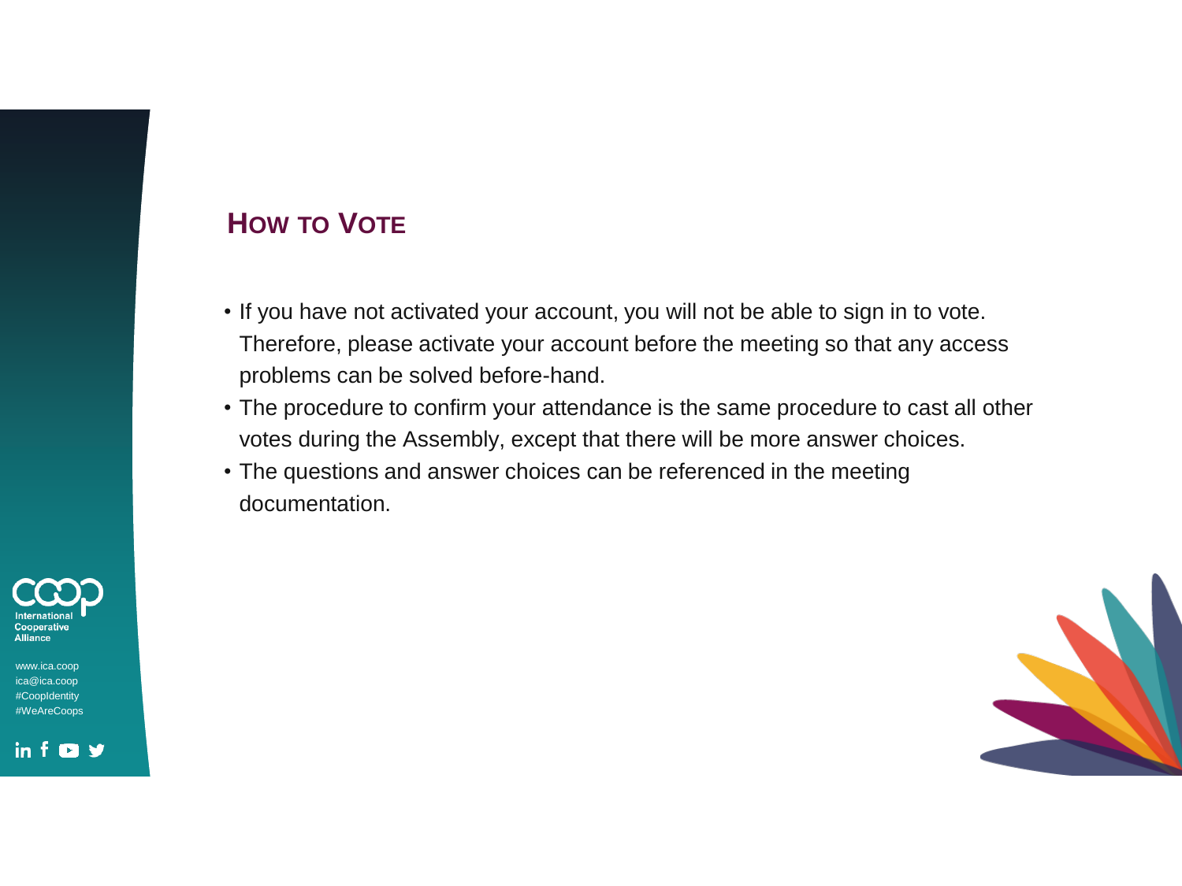## HOW TO VOTE

- If you have not activated your account, you will not be able to sign in to vote. Therefore, please activate your account before the meeting so that any access problems can be solved before-hand.
- The procedure to confirm your attendance is the same procedure to cast all other votes during the Assembly, except that there will be more answer choices.
- The questions and answer choices can be referenced in the meeting documentation.

International Cooperative Alliance

www.ica.coop
ica@ica.coop
#CoopIdentity
#WeAreCoops